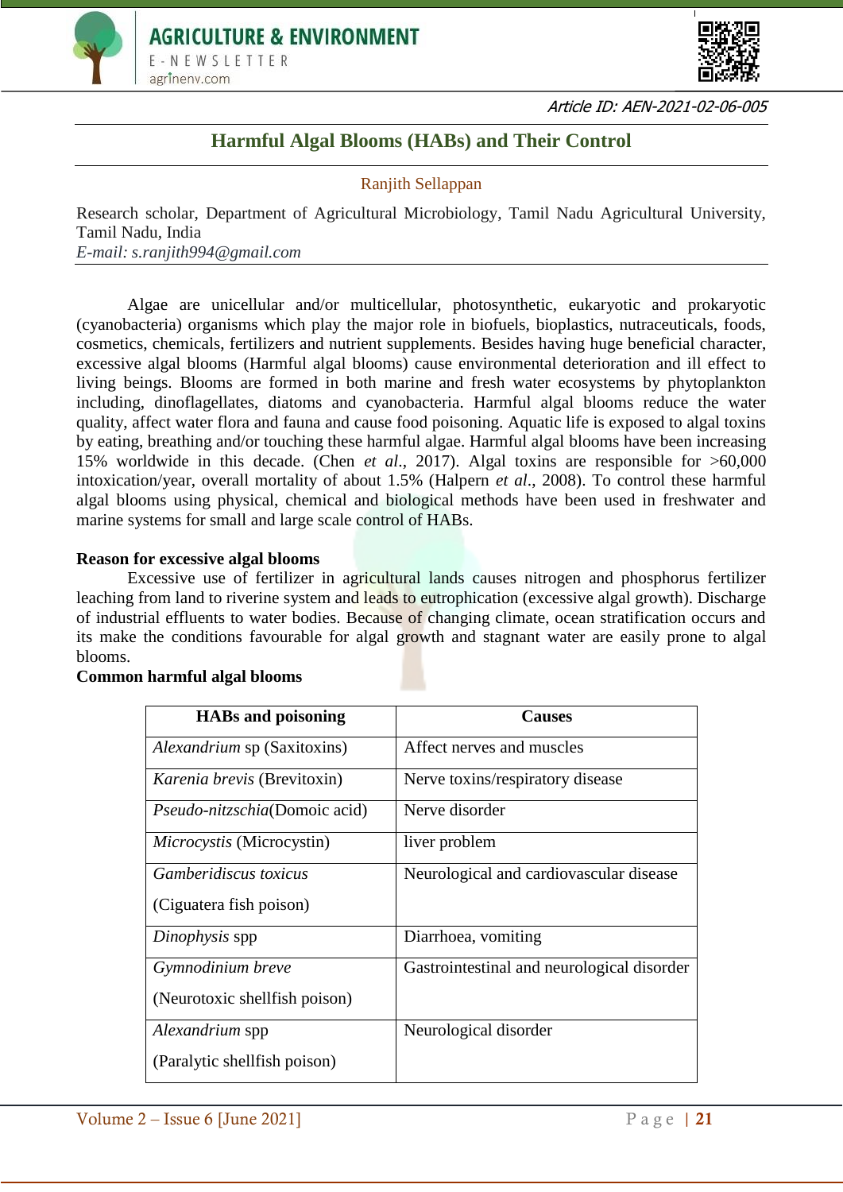Article ID: AEN-2021-02-06-005

# Harmful Algal Blooms (HABs) and Their Control

Ranjith Sellappan

Research scholar, Department of Agricultural Microbiology, Tamil Nadu Agricultural University, Tamil Nadu, India
*E-mail: s.ranjith994@gmail.com*

Algae are unicellular and/or multicellular, photosynthetic, eukaryotic and prokaryotic (cyanobacteria) organisms which play the major role in biofuels, bioplastics, nutraceuticals, foods, cosmetics, chemicals, fertilizers and nutrient supplements. Besides having huge beneficial character, excessive algal blooms (Harmful algal blooms) cause environmental deterioration and ill effect to living beings. Blooms are formed in both marine and fresh water ecosystems by phytoplankton including, dinoflagellates, diatoms and cyanobacteria. Harmful algal blooms reduce the water quality, affect water flora and fauna and cause food poisoning. Aquatic life is exposed to algal toxins by eating, breathing and/or touching these harmful algae. Harmful algal blooms have been increasing 15% worldwide in this decade. (Chen *et al*., 2017). Algal toxins are responsible for >60,000 intoxication/year, overall mortality of about 1.5% (Halpern *et al*., 2008). To control these harmful algal blooms using physical, chemical and biological methods have been used in freshwater and marine systems for small and large scale control of HABs.

**Reason for excessive algal blooms**

Excessive use of fertilizer in agricultural lands causes nitrogen and phosphorus fertilizer leaching from land to riverine system and leads to eutrophication (excessive algal growth). Discharge of industrial effluents to water bodies. Because of changing climate, ocean stratification occurs and its make the conditions favourable for algal growth and stagnant water are easily prone to algal blooms.

**Common harmful algal blooms**

| HABs and poisoning | Causes |
|---|---|
| *Alexandrium* sp (Saxitoxins) | Affect nerves and muscles |
| *Karenia brevis* (Brevitoxin) | Nerve toxins/respiratory disease |
| *Pseudo-nitzschia*(Domoic acid) | Nerve disorder |
| *Microcystis* (Microcystin) | liver problem |
| *Gamberidiscus toxicus* (Ciguatera fish poison) | Neurological and cardiovascular disease |
| *Dinophysis* spp | Diarrhoea, vomiting |
| *Gymnodinium breve* (Neurotoxic shellfish poison) | Gastrointestinal and neurological disorder |
| *Alexandrium* spp (Paralytic shellfish poison) | Neurological disorder |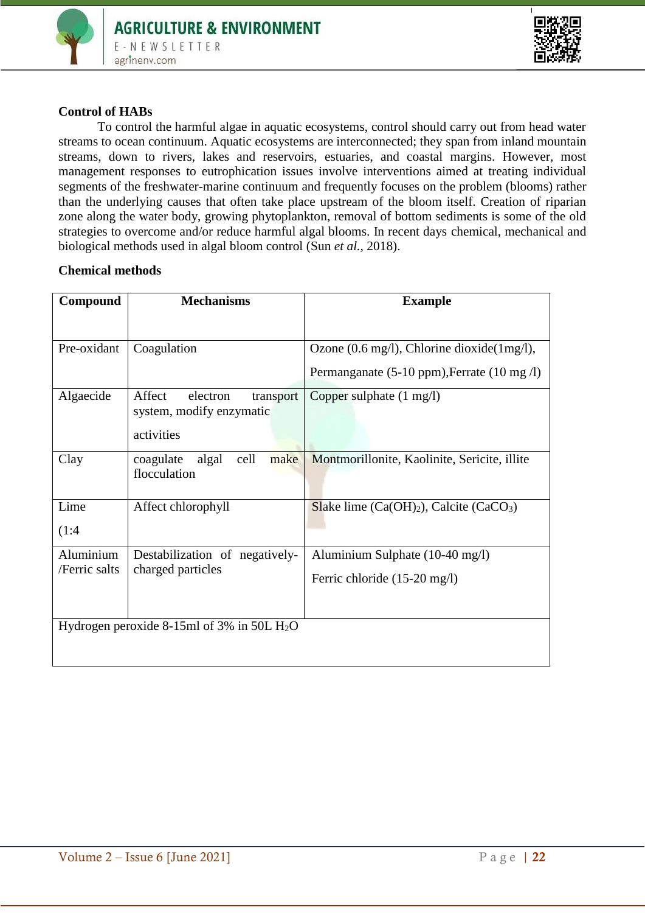### Control of HABs

To control the harmful algae in aquatic ecosystems, control should carry out from head water streams to ocean continuum. Aquatic ecosystems are interconnected; they span from inland mountain streams, down to rivers, lakes and reservoirs, estuaries, and coastal margins. However, most management responses to eutrophication issues involve interventions aimed at treating individual segments of the freshwater-marine continuum and frequently focuses on the problem (blooms) rather than the underlying causes that often take place upstream of the bloom itself. Creation of riparian zone along the water body, growing phytoplankton, removal of bottom sediments is some of the old strategies to overcome and/or reduce harmful algal blooms. In recent days chemical, mechanical and biological methods used in algal bloom control (Sun *et al.,* 2018).

### Chemical methods

| Compound | Mechanisms | Example |
|---|---|---|
| Pre-oxidant | Coagulation | Ozone (0.6 mg/l), Chlorine dioxide(1mg/l), Permanganate (5-10 ppm),Ferrate (10 mg /l) |
| Algaecide | Affect electron transport system, modify enzymatic activities | Copper sulphate (1 mg/l) |
| Clay | coagulate algal cell make flocculation | Montmorillonite, Kaolinite, Sericite, illite |
| Lime (1:4 | Affect chlorophyll | Slake lime ($Ca(OH)_2$), Calcite ($CaCO_3$) |
| Aluminium /Ferric salts | Destabilization of negatively-charged particles | Aluminium Sulphate (10-40 mg/l) Ferric chloride (15-20 mg/l) |
| Hydrogen peroxide 8-15ml of 3% in 50L $H_2O$ | | |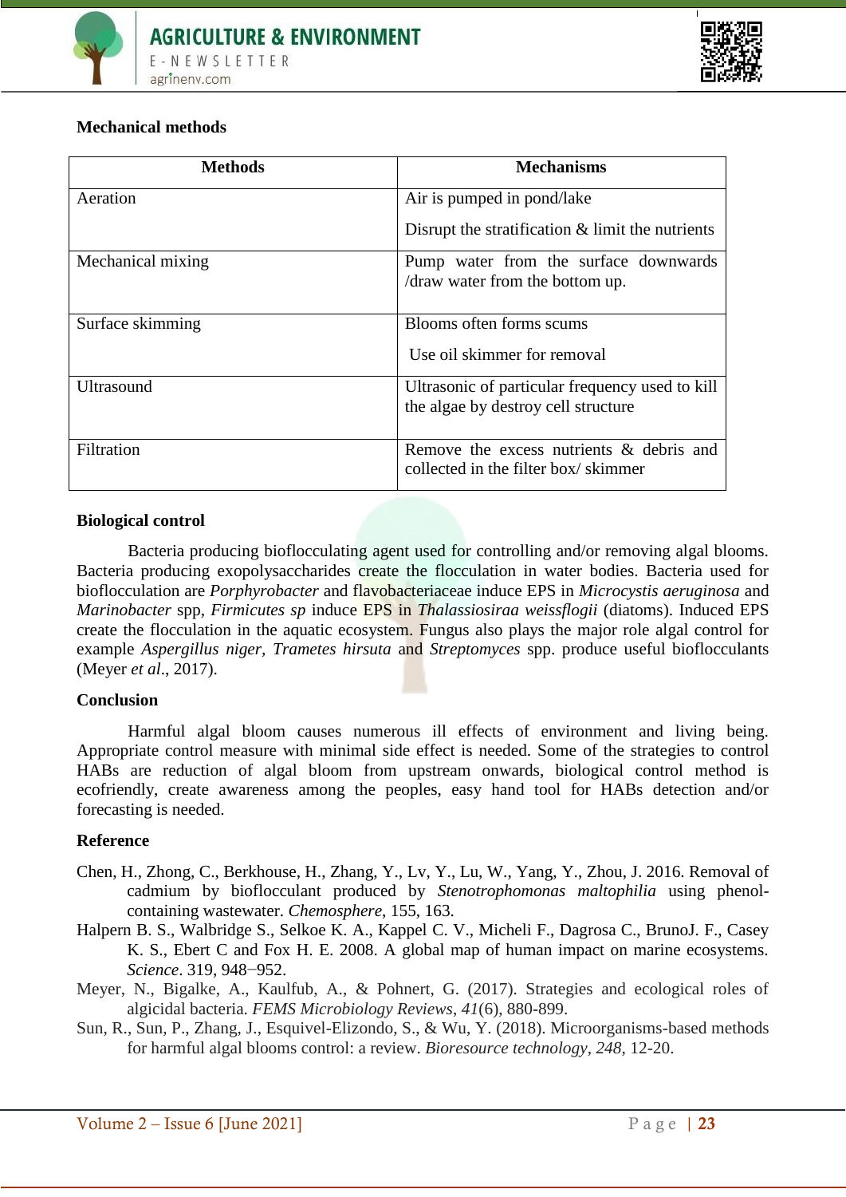## Mechanical methods

| Methods | Mechanisms |
| --- | --- |
| Aeration | Air is pumped in pond/lake<br><br>Disrupt the stratification & limit the nutrients |
| Mechanical mixing | Pump water from the surface downwards /draw water from the bottom up. |
| Surface skimming | Blooms often forms scums<br><br>Use oil skimmer for removal |
| Ultrasound | Ultrasonic of particular frequency used to kill the algae by destroy cell structure |
| Filtration | Remove the excess nutrients & debris and collected in the filter box/ skimmer |

## Biological control

Bacteria producing bioflocculating agent used for controlling and/or removing algal blooms. Bacteria producing exopolysaccharides create the flocculation in water bodies. Bacteria used for bioflocculation are *Porphyrobacter* and flavobacteriaceae induce EPS in *Microcystis aeruginosa* and *Marinobacter* spp, *Firmicutes sp* induce EPS in *Thalassiosiraa weissflogii* (diatoms). Induced EPS create the flocculation in the aquatic ecosystem. Fungus also plays the major role algal control for example *Aspergillus niger*, *Trametes hirsuta* and *Streptomyces* spp. produce useful bioflocculants (Meyer *et al*., 2017).

## Conclusion

Harmful algal bloom causes numerous ill effects of environment and living being. Appropriate control measure with minimal side effect is needed. Some of the strategies to control HABs are reduction of algal bloom from upstream onwards, biological control method is ecofriendly, create awareness among the peoples, easy hand tool for HABs detection and/or forecasting is needed.

## Reference

Chen, H., Zhong, C., Berkhouse, H., Zhang, Y., Lv, Y., Lu, W., Yang, Y., Zhou, J. 2016. Removal of cadmium by bioflocculant produced by *Stenotrophomonas maltophilia* using phenol-containing wastewater. *Chemosphere*, 155, 163.

Halpern B. S., Walbridge S., Selkoe K. A., Kappel C. V., Micheli F., Dagrosa C., BrunoJ. F., Casey K. S., Ebert C and Fox H. E. 2008. A global map of human impact on marine ecosystems. *Science*. 319, 948−952.

Meyer, N., Bigalke, A., Kaulfub, A., & Pohnert, G. (2017). Strategies and ecological roles of algicidal bacteria. *FEMS Microbiology Reviews*, *41*(6), 880-899.

Sun, R., Sun, P., Zhang, J., Esquivel-Elizondo, S., & Wu, Y. (2018). Microorganisms-based methods for harmful algal blooms control: a review. *Bioresource technology*, *248*, 12-20.